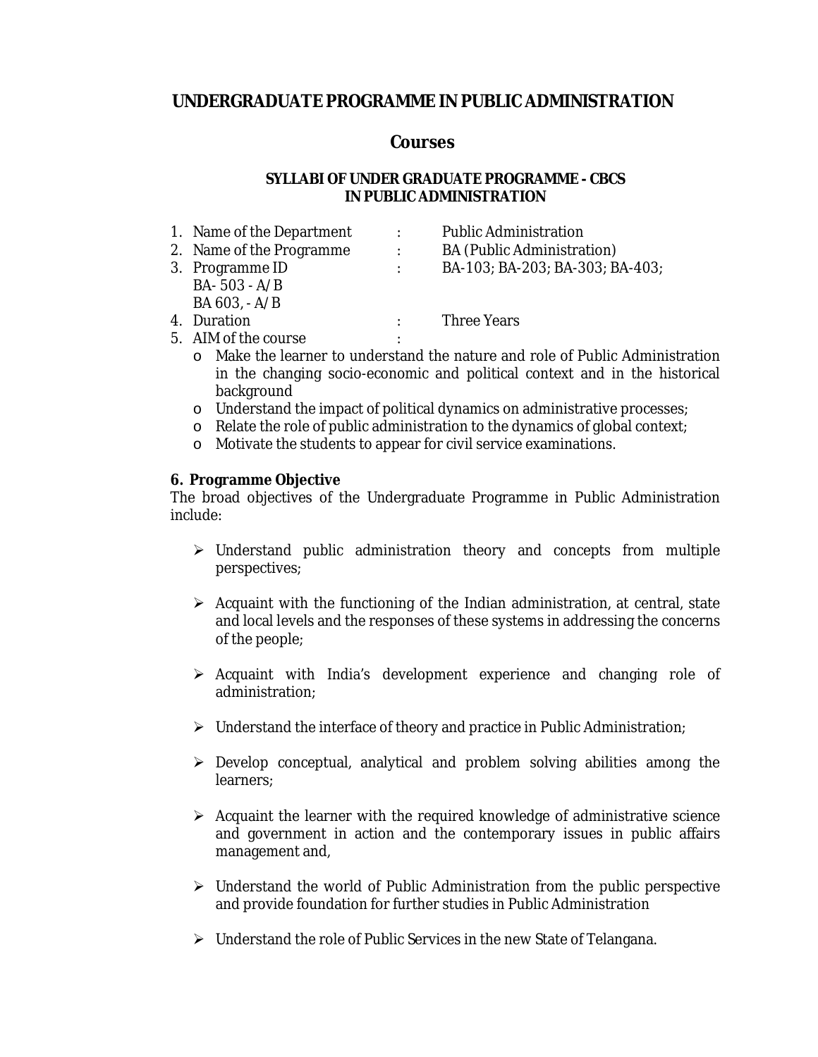# UNDERGRADUATE PROGRAMME IN PUBLIC ADMINISTRATION

## Courses

### SYLLABI OF UNDER GRADUATE PROGRAMME - CBCS IN PUBLIC ADMINISTRATION

1. Name of the Department : Public Administration
2. Name of the Programme : BA (Public Administration)
3. Programme ID : BA-103; BA-203; BA-303; BA-403;
   BA- 503 - A/B
   BA 603, - A/B
4. Duration : Three Years
5. AIM of the course :
   - Make the learner to understand the nature and role of Public Administration in the changing socio-economic and political context and in the historical background
   - Understand the impact of political dynamics on administrative processes;
   - Relate the role of public administration to the dynamics of global context;
   - Motivate the students to appear for civil service examinations.

**6. Programme Objective**

The broad objectives of the Undergraduate Programme in Public Administration include:

- Understand public administration theory and concepts from multiple perspectives;
- Acquaint with the functioning of the Indian administration, at central, state and local levels and the responses of these systems in addressing the concerns of the people;
- Acquaint with India's development experience and changing role of administration;
- Understand the interface of theory and practice in Public Administration;
- Develop conceptual, analytical and problem solving abilities among the learners;
- Acquaint the learner with the required knowledge of administrative science and government in action and the contemporary issues in public affairs management and,
- Understand the world of Public Administration from the public perspective and provide foundation for further studies in Public Administration
- Understand the role of Public Services in the new State of Telangana.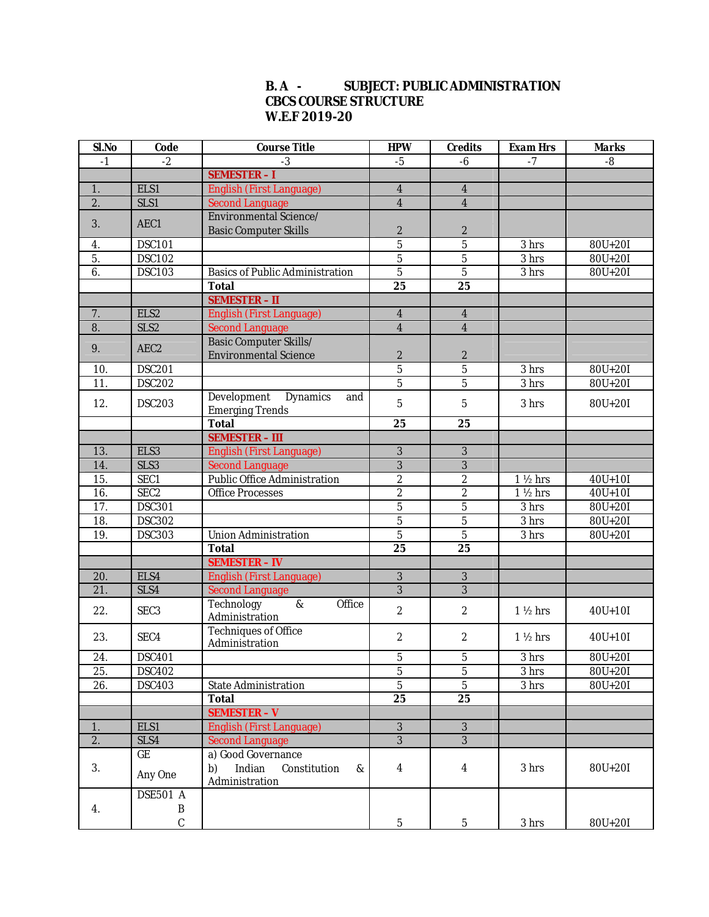**B.A - SUBJECT: PUBLIC ADMINISTRATION**
**CBCS COURSE STRUCTURE**
**W.E.F 2019-20**

| Sl.No | Code | Course Title | HPW | Credits | Exam Hrs | Marks |
|---|---|---|---|---|---|---|
| -1 | -2 | -3 | -5 | -6 | -7 | -8 |
| | | **SEMESTER - I** | | | | |
| 1. | ELS1 | English (First Language) | 4 | 4 | | |
| 2. | SLS1 | Second Language | 4 | 4 | | |
| 3. | AEC1 | Environmental Science/ Basic Computer Skills | 2 | 2 | | |
| 4. | DSC101 | | 5 | 5 | 3 hrs | 80U+20I |
| 5. | DSC102 | | 5 | 5 | 3 hrs | 80U+20I |
| 6. | DSC103 | Basics of Public Administration | 5 | 5 | 3 hrs | 80U+20I |
| | | **Total** | **25** | **25** | | |
| | | **SEMESTER - II** | | | | |
| 7. | ELS2 | English (First Language) | 4 | 4 | | |
| 8. | SLS2 | Second Language | 4 | 4 | | |
| 9. | AEC2 | Basic Computer Skills/ Environmental Science | 2 | 2 | | |
| 10. | DSC201 | | 5 | 5 | 3 hrs | 80U+20I |
| 11. | DSC202 | | 5 | 5 | 3 hrs | 80U+20I |
| 12. | DSC203 | Development Dynamics and Emerging Trends | 5 | 5 | 3 hrs | 80U+20I |
| | | **Total** | **25** | **25** | | |
| | | **SEMESTER - III** | | | | |
| 13. | ELS3 | English (First Language) | 3 | 3 | | |
| 14. | SLS3 | Second Language | 3 | 3 | | |
| 15. | SEC1 | Public Office Administration | 2 | 2 | 1 ½ hrs | 40U+10I |
| 16. | SEC2 | Office Processes | 2 | 2 | 1 ½ hrs | 40U+10I |
| 17. | DSC301 | | 5 | 5 | 3 hrs | 80U+20I |
| 18. | DSC302 | | 5 | 5 | 3 hrs | 80U+20I |
| 19. | DSC303 | Union Administration | 5 | 5 | 3 hrs | 80U+20I |
| | | **Total** | **25** | **25** | | |
| | | **SEMESTER - IV** | | | | |
| 20. | ELS4 | English (First Language) | 3 | 3 | | |
| 21. | SLS4 | Second Language | 3 | 3 | | |
| 22. | SEC3 | Technology & Office Administration | 2 | 2 | 1 ½ hrs | 40U+10I |
| 23. | SEC4 | Techniques of Office Administration | 2 | 2 | 1 ½ hrs | 40U+10I |
| 24. | DSC401 | | 5 | 5 | 3 hrs | 80U+20I |
| 25. | DSC402 | | 5 | 5 | 3 hrs | 80U+20I |
| 26. | DSC403 | State Administration | 5 | 5 | 3 hrs | 80U+20I |
| | | **Total** | **25** | **25** | | |
| | | **SEMESTER - V** | | | | |
| 1. | ELS1 | English (First Language) | 3 | 3 | | |
| 2. | SLS4 | Second Language | 3 | 3 | | |
| 3. | GE Any One | a) Good Governance b) Indian Constitution & Administration | 4 | 4 | 3 hrs | 80U+20I |
| 4. | DSE501 A B C | | 5 | 5 | 3 hrs | 80U+20I |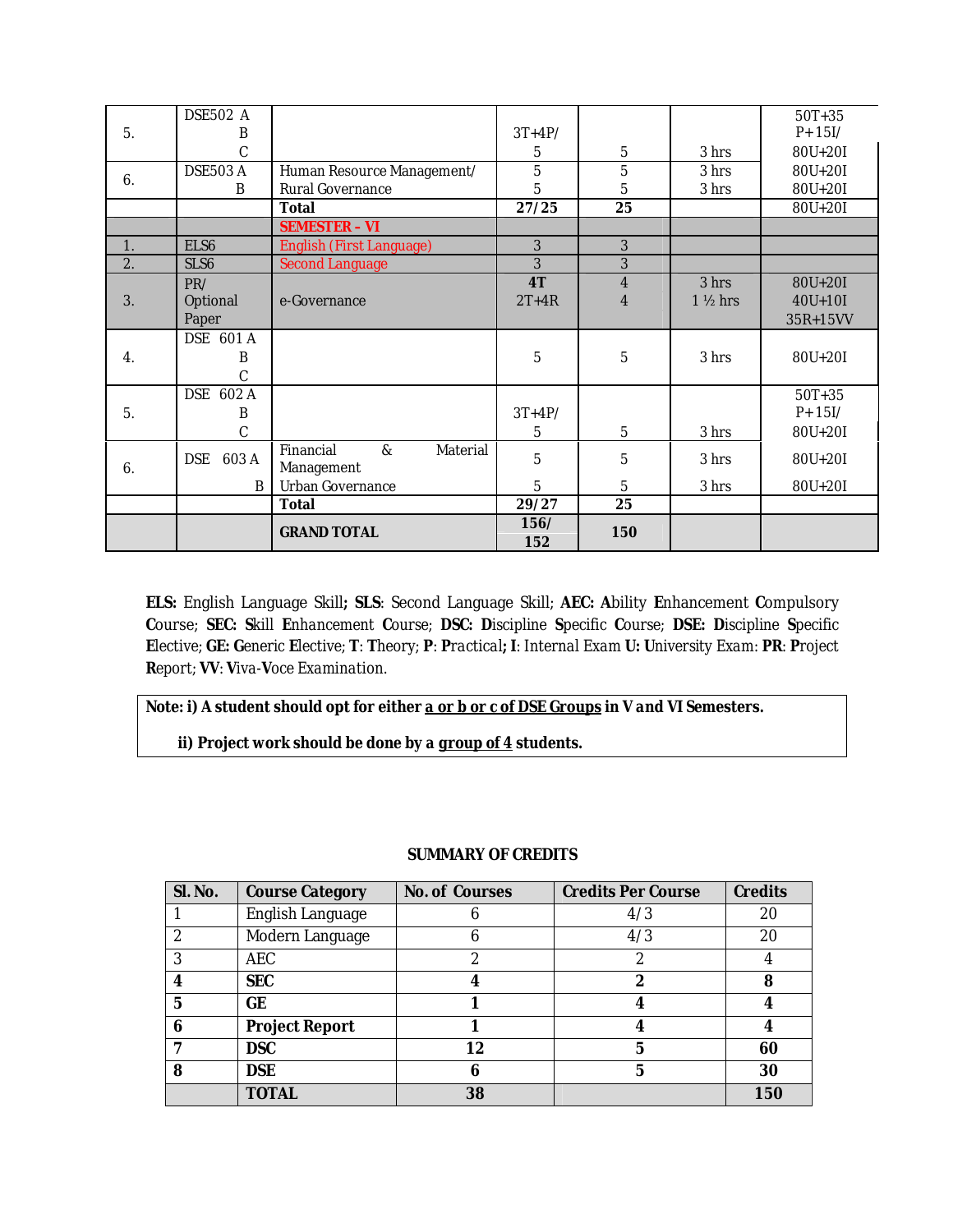| | | | | | | |
|---|---|---|---|---|---|---|
| 5. | DSE502 A<br>B<br>C | | 3T+4P/<br>5 | 5 | 3 hrs | 50T+35 P+15I/<br>80U+20I |
| 6. | DSE503 A<br>B | Human Resource Management/<br>Rural Governance | 5<br>5 | 5<br>5 | 3 hrs<br>3 hrs | 80U+20I<br>80U+20I |
| | | **Total** | **27/25** | **25** | | 80U+20I |
| | | **SEMESTER – VI** | | | | |
| 1. | ELS6 | English (First Language) | 3 | 3 | | |
| 2. | SLS6 | Second Language | 3 | 3 | | |
| 3. | PR/<br>Optional Paper | e-Governance | **4T**<br>2T+4R | 4<br>4 | 3 hrs<br>1 ½ hrs | 80U+20I<br>40U+10I<br>35R+15VV |
| 4. | DSE 601 A<br>B<br>C | | 5 | 5 | 3 hrs | 80U+20I |
| 5. | DSE 602 A<br>B<br>C | | 3T+4P/<br>5 | 5 | 3 hrs | 50T+35 P+15I/<br>80U+20I |
| 6. | DSE 603 A<br>B | Financial & Material Management<br>Urban Governance | 5<br>5 | 5<br>5 | 3 hrs<br>3 hrs | 80U+20I<br>80U+20I |
| | | **Total** | **29/27** | **25** | | |
| | | **GRAND TOTAL** | **156/ 152** | **150** | | |

**ELS:** English Language Skill**; SLS**: Second Language Skill; **AEC: A**bility **E**nhancement **C**ompulsory **C**ourse; **SEC: S**kill **E**nhancement **C**ourse; **DSC: D**iscipline **S**pecific **C**ourse; **DSE: D**iscipline **S**pecific **E**lective; **GE: G**eneric **E**lective; **T**: **T**heory; **P**: **P**ractical**; I**: Internal Exam **U: U**niversity Exam: **PR**: **P**roject **R**eport; **VV**: **V**iva-**V**oce Examination.

**Note: i) A student should opt for either a or b or c of DSE Groups in V and VI Semesters.**

**ii) Project work should be done by a group of 4 students.**

**SUMMARY OF CREDITS**

| Sl. No. | Course Category | No. of Courses | Credits Per Course | Credits |
|---|---|---|---|---|
| 1 | English Language | 6 | 4/3 | 20 |
| 2 | Modern Language | 6 | 4/3 | 20 |
| 3 | AEC | 2 | 2 | 4 |
| **4** | **SEC** | **4** | **2** | **8** |
| **5** | **GE** | **1** | **4** | **4** |
| **6** | **Project Report** | **1** | **4** | **4** |
| **7** | **DSC** | **12** | **5** | **60** |
| **8** | **DSE** | **6** | **5** | **30** |
| | **TOTAL** | **38** | | **150** |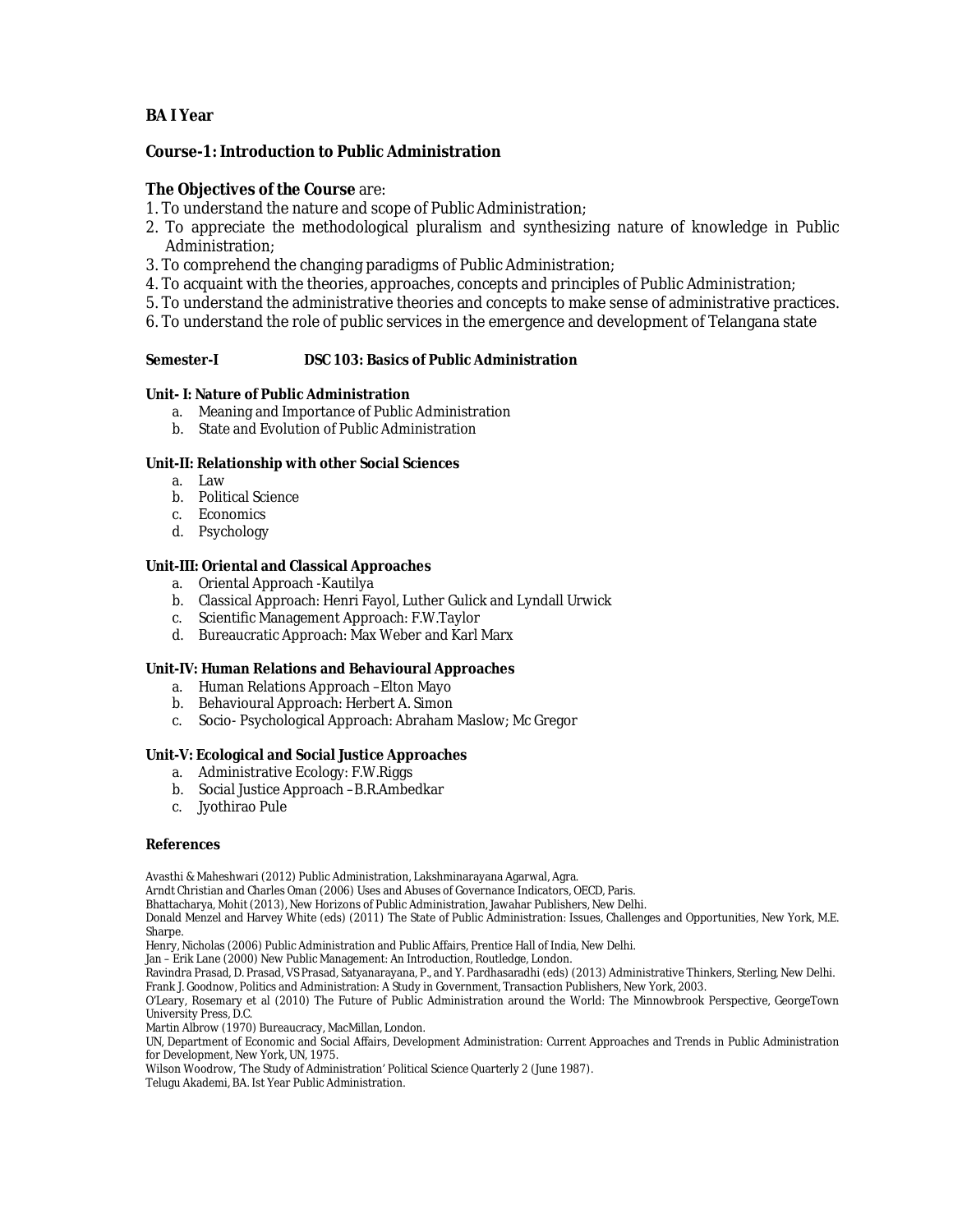**BA I Year**

**Course-1: Introduction to Public Administration**

**The Objectives of the Course** are:

1. To understand the nature and scope of Public Administration;
2. To appreciate the methodological pluralism and synthesizing nature of knowledge in Public Administration;
3. To comprehend the changing paradigms of Public Administration;
4. To acquaint with the theories, approaches, concepts and principles of Public Administration;
5. To understand the administrative theories and concepts to make sense of administrative practices.
6. To understand the role of public services in the emergence and development of Telangana state

**Semester-I DSC 103: Basics of Public Administration**

**Unit- I: Nature of Public Administration**

a. Meaning and Importance of Public Administration
b. State and Evolution of Public Administration

**Unit-II: Relationship with other Social Sciences**

a. Law
b. Political Science
c. Economics
d. Psychology

**Unit-III: Oriental and Classical Approaches**

a. Oriental Approach -Kautilya
b. Classical Approach: Henri Fayol, Luther Gulick and Lyndall Urwick
c. Scientific Management Approach: F.W.Taylor
d. Bureaucratic Approach: Max Weber and Karl Marx

**Unit-IV: Human Relations and Behavioural Approaches**

a. Human Relations Approach –Elton Mayo
b. Behavioural Approach: Herbert A. Simon
c. Socio- Psychological Approach: Abraham Maslow; Mc Gregor

**Unit-V: Ecological and Social Justice Approaches**

a. Administrative Ecology: F.W.Riggs
b. Social Justice Approach –B.R.Ambedkar
c. Jyothirao Pule

**References**

Avasthi & Maheshwari (2012) Public Administration, Lakshminarayana Agarwal, Agra.
Arndt Christian and Charles Oman (2006) Uses and Abuses of Governance Indicators, OECD, Paris.
Bhattacharya, Mohit (2013), New Horizons of Public Administration, Jawahar Publishers, New Delhi.
Donald Menzel and Harvey White (eds) (2011) The State of Public Administration: Issues, Challenges and Opportunities, New York, M.E. Sharpe.
Henry, Nicholas (2006) Public Administration and Public Affairs, Prentice Hall of India, New Delhi.
Jan – Erik Lane (2000) New Public Management: An Introduction, Routledge, London.
Ravindra Prasad, D. Prasad, VS Prasad, Satyanarayana, P., and Y. Pardhasaradhi (eds) (2013) Administrative Thinkers, Sterling, New Delhi.
Frank J. Goodnow, Politics and Administration: A Study in Government, Transaction Publishers, New York, 2003.
O'Leary, Rosemary et al (2010) The Future of Public Administration around the World: The Minnowbrook Perspective, GeorgeTown University Press, D.C.
Martin Albrow (1970) Bureaucracy, MacMillan, London.
UN, Department of Economic and Social Affairs, Development Administration: Current Approaches and Trends in Public Administration for Development, New York, UN, 1975.
Wilson Woodrow, 'The Study of Administration' Political Science Quarterly 2 (June 1987).
Telugu Akademi, BA. Ist Year Public Administration.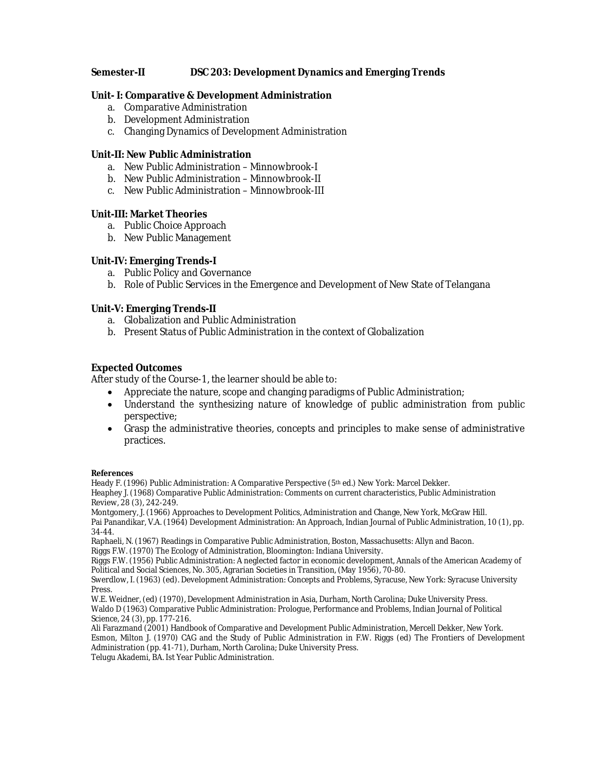**Semester-II DSC 203: Development Dynamics and Emerging Trends**

**Unit- I: Comparative & Development Administration**

a. Comparative Administration
b. Development Administration
c. Changing Dynamics of Development Administration

**Unit-II: New Public Administration**

a. New Public Administration – Minnowbrook-I
b. New Public Administration – Minnowbrook-II
c. New Public Administration – Minnowbrook-III

**Unit-III: Market Theories**

a. Public Choice Approach
b. New Public Management

**Unit-IV: Emerging Trends-I**

a. Public Policy and Governance
b. Role of Public Services in the Emergence and Development of New State of Telangana

**Unit-V: Emerging Trends-II**

a. Globalization and Public Administration
b. Present Status of Public Administration in the context of Globalization

**Expected Outcomes**

After study of the Course-1, the learner should be able to:

- Appreciate the nature, scope and changing paradigms of Public Administration;
- Understand the synthesizing nature of knowledge of public administration from public perspective;
- Grasp the administrative theories, concepts and principles to make sense of administrative practices.

**References**

Heady F. (1996) Public Administration: A Comparative Perspective (5th ed.) New York: Marcel Dekker.
Heaphey J. (1968) Comparative Public Administration: Comments on current characteristics, Public Administration Review, 28 (3), 242-249.
Montgomery, J. (1966) Approaches to Development Politics, Administration and Change, New York, McGraw Hill.
Pai Panandikar, V.A. (1964) Development Administration: An Approach, Indian Journal of Public Administration, 10 (1), pp. 34-44.
Raphaeli, N. (1967) Readings in Comparative Public Administration, Boston, Massachusetts: Allyn and Bacon.
Riggs F.W. (1970) The Ecology of Administration, Bloomington: Indiana University.
Riggs F.W. (1956) Public Administration: A neglected factor in economic development, Annals of the American Academy of Political and Social Sciences, No. 305, Agrarian Societies in Transition, (May 1956), 70-80.
Swerdlow, I. (1963) (ed). Development Administration: Concepts and Problems, Syracuse, New York: Syracuse University Press.
W.E. Weidner, (ed) (1970), Development Administration in Asia, Durham, North Carolina; Duke University Press.
Waldo D (1963) Comparative Public Administration: Prologue, Performance and Problems, Indian Journal of Political Science, 24 (3), pp. 177-216.
Ali Farazmand (2001) Handbook of Comparative and Development Public Administration, Mercell Dekker, New York.
Esmon, Milton J. (1970) CAG and the Study of Public Administration in F.W. Riggs (ed) The Frontiers of Development Administration (pp. 41-71), Durham, North Carolina; Duke University Press.
Telugu Akademi, BA. Ist Year Public Administration.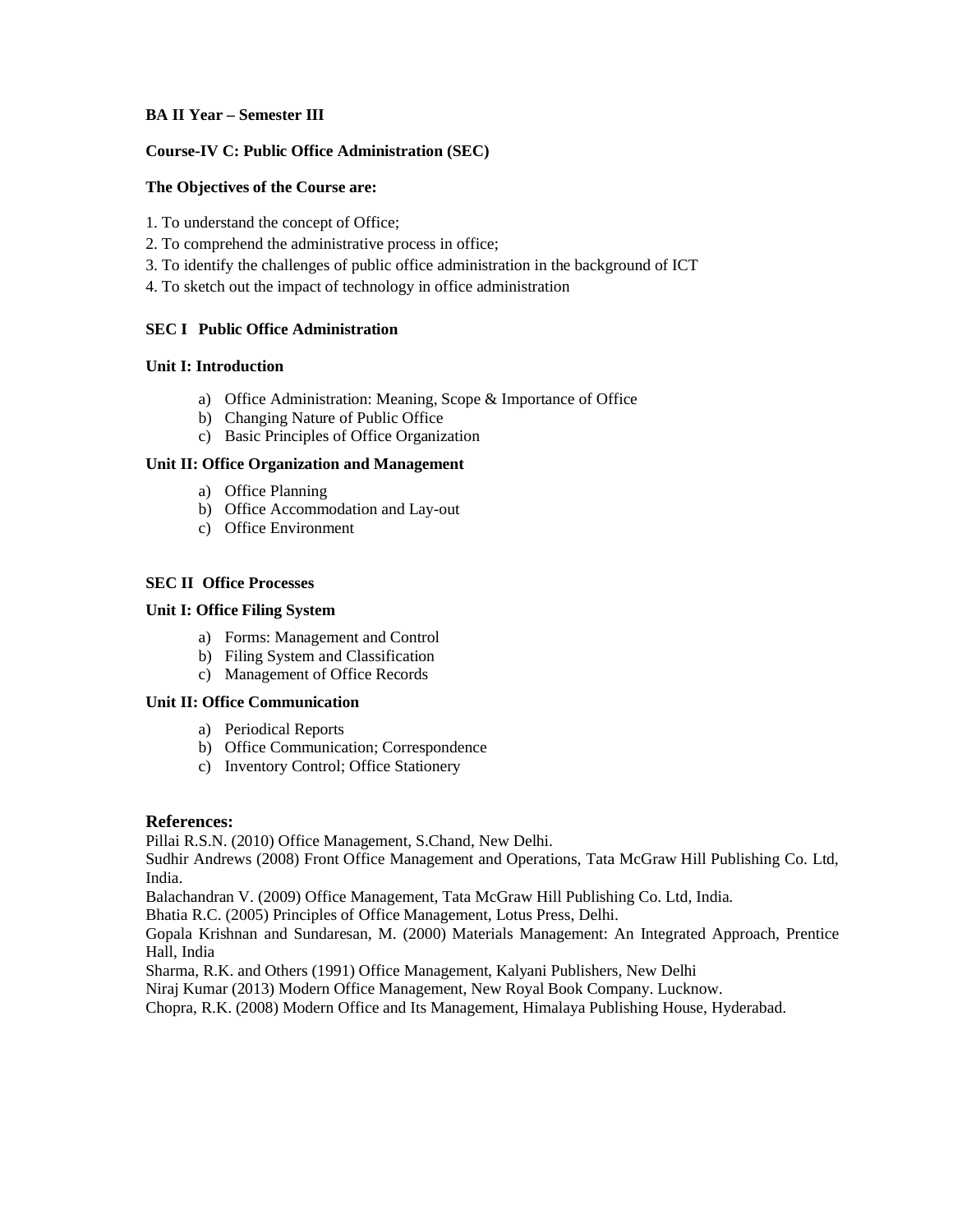**BA II Year – Semester III**

**Course-IV C: Public Office Administration (SEC)**

**The Objectives of the Course are:**

1. To understand the concept of Office;
2. To comprehend the administrative process in office;
3. To identify the challenges of public office administration in the background of ICT
4. To sketch out the impact of technology in office administration

**SEC I Public Office Administration**

**Unit I: Introduction**

a) Office Administration: Meaning, Scope & Importance of Office
b) Changing Nature of Public Office
c) Basic Principles of Office Organization

**Unit II: Office Organization and Management**

a) Office Planning
b) Office Accommodation and Lay-out
c) Office Environment

**SEC II Office Processes**

**Unit I: Office Filing System**

a) Forms: Management and Control
b) Filing System and Classification
c) Management of Office Records

**Unit II: Office Communication**

a) Periodical Reports
b) Office Communication; Correspondence
c) Inventory Control; Office Stationery

**References:**

Pillai R.S.N. (2010) Office Management, S.Chand, New Delhi.
Sudhir Andrews (2008) Front Office Management and Operations, Tata McGraw Hill Publishing Co. Ltd, India.
Balachandran V. (2009) Office Management, Tata McGraw Hill Publishing Co. Ltd, India.
Bhatia R.C. (2005) Principles of Office Management, Lotus Press, Delhi.
Gopala Krishnan and Sundaresan, M. (2000) Materials Management: An Integrated Approach, Prentice Hall, India
Sharma, R.K. and Others (1991) Office Management, Kalyani Publishers, New Delhi
Niraj Kumar (2013) Modern Office Management, New Royal Book Company. Lucknow.
Chopra, R.K. (2008) Modern Office and Its Management, Himalaya Publishing House, Hyderabad.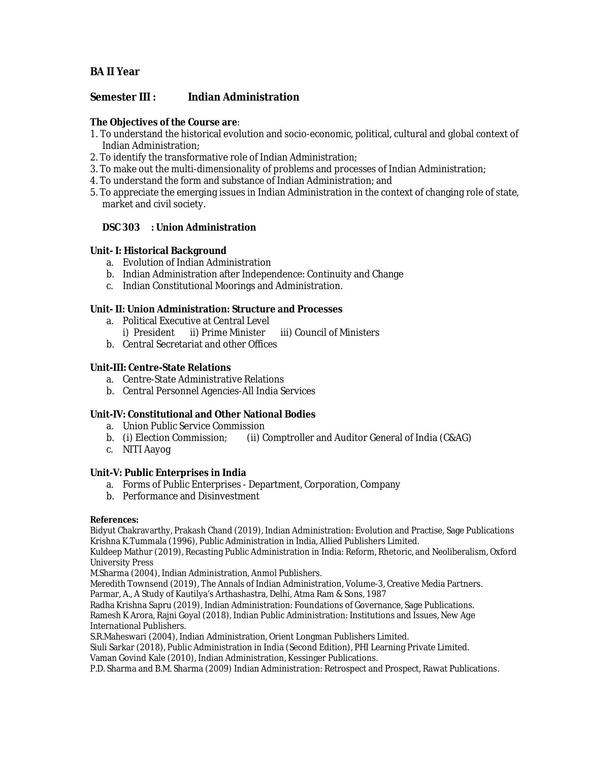**BA II Year**

## Semester III : Indian Administration

**The Objectives of the Course are**:

1. To understand the historical evolution and socio-economic, political, cultural and global context of Indian Administration;
2. To identify the transformative role of Indian Administration;
3. To make out the multi-dimensionality of problems and processes of Indian Administration;
4. To understand the form and substance of Indian Administration; and
5. To appreciate the emerging issues in Indian Administration in the context of changing role of state, market and civil society.

### DSC 303 : Union Administration

**Unit- I: Historical Background**

a. Evolution of Indian Administration
b. Indian Administration after Independence: Continuity and Change
c. Indian Constitutional Moorings and Administration.

**Unit- II: Union Administration: Structure and Processes**

a. Political Executive at Central Level
   i) President ii) Prime Minister iii) Council of Ministers
b. Central Secretariat and other Offices

**Unit-III: Centre-State Relations**

a. Centre-State Administrative Relations
b. Central Personnel Agencies-All India Services

**Unit-IV: Constitutional and Other National Bodies**

a. Union Public Service Commission
b. (i) Election Commission; (ii) Comptroller and Auditor General of India (C&AG)
c. NITI Aayog

**Unit-V: Public Enterprises in India**

a. Forms of Public Enterprises - Department, Corporation, Company
b. Performance and Disinvestment

**References:**

Bidyut Chakravarthy, Prakash Chand (2019), Indian Administration: Evolution and Practise, Sage Publications
Krishna K.Tummala (1996), Public Administration in India, Allied Publishers Limited.
Kuldeep Mathur (2019), Recasting Public Administration in India: Reform, Rhetoric, and Neoliberalism, Oxford University Press
M.Sharma (2004), Indian Administration, Anmol Publishers.
Meredith Townsend (2019), The Annals of Indian Administration, Volume-3, Creative Media Partners.
Parmar, A., A Study of Kautilya's Arthashastra, Delhi, Atma Ram & Sons, 1987
Radha Krishna Sapru (2019), Indian Administration: Foundations of Governance, Sage Publications.
Ramesh K Arora, Rajni Goyal (2018), Indian Public Administration: Institutions and Issues, New Age International Publishers.
S.R.Maheswari (2004), Indian Administration, Orient Longman Publishers Limited.
Siuli Sarkar (2018), Public Administration in India (Second Edition), PHI Learning Private Limited.
Vaman Govind Kale (2010), Indian Administration, Kessinger Publications.
P.D. Sharma and B.M. Sharma (2009) Indian Administration: Retrospect and Prospect, Rawat Publications.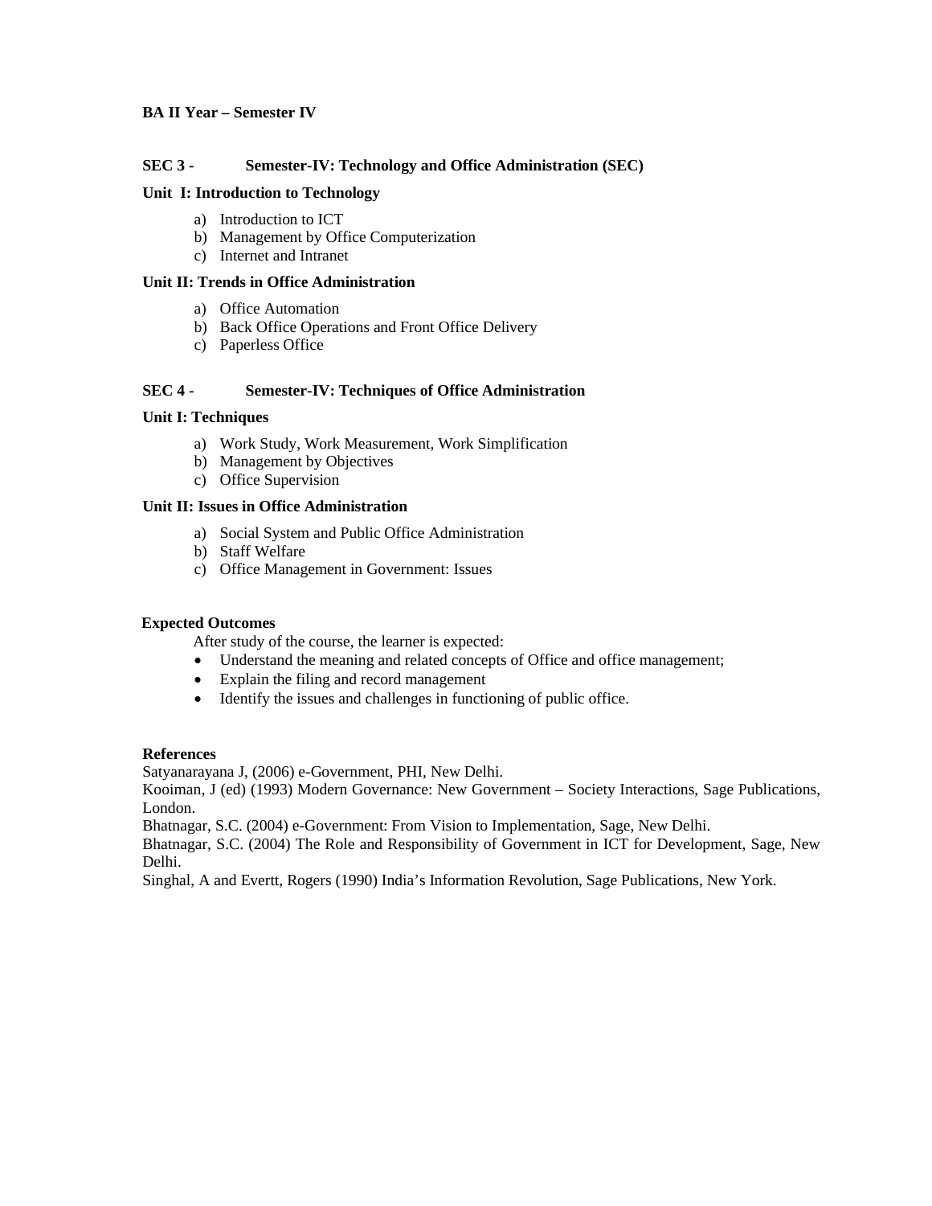**BA II Year – Semester IV**

**SEC 3 - Semester-IV: Technology and Office Administration (SEC)**

**Unit I: Introduction to Technology**

a) Introduction to ICT
b) Management by Office Computerization
c) Internet and Intranet

**Unit II: Trends in Office Administration**

a) Office Automation
b) Back Office Operations and Front Office Delivery
c) Paperless Office

**SEC 4 - Semester-IV: Techniques of Office Administration**

**Unit I: Techniques**

a) Work Study, Work Measurement, Work Simplification
b) Management by Objectives
c) Office Supervision

**Unit II: Issues in Office Administration**

a) Social System and Public Office Administration
b) Staff Welfare
c) Office Management in Government: Issues

**Expected Outcomes**

After study of the course, the learner is expected:

- Understand the meaning and related concepts of Office and office management;
- Explain the filing and record management
- Identify the issues and challenges in functioning of public office.

**References**

Satyanarayana J, (2006) e-Government, PHI, New Delhi.

Kooiman, J (ed) (1993) Modern Governance: New Government – Society Interactions, Sage Publications, London.

Bhatnagar, S.C. (2004) e-Government: From Vision to Implementation, Sage, New Delhi.

Bhatnagar, S.C. (2004) The Role and Responsibility of Government in ICT for Development, Sage, New Delhi.

Singhal, A and Evertt, Rogers (1990) India's Information Revolution, Sage Publications, New York.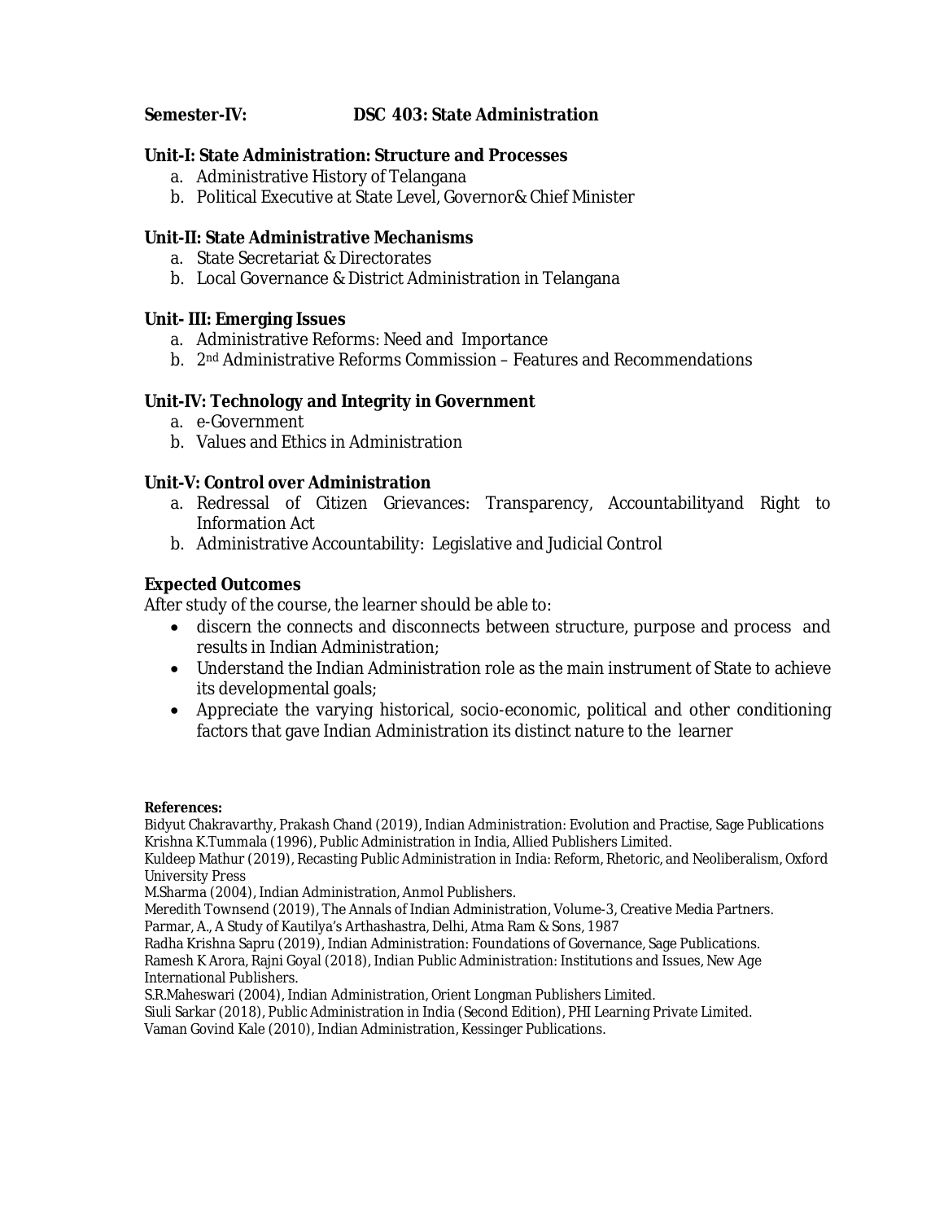**Semester-IV: DSC 403: State Administration**

**Unit-I: State Administration: Structure and Processes**

a. Administrative History of Telangana
b. Political Executive at State Level, Governor& Chief Minister

**Unit-II: State Administrative Mechanisms**

a. State Secretariat & Directorates
b. Local Governance & District Administration in Telangana

**Unit- III: Emerging Issues**

a. Administrative Reforms: Need and Importance
b. 2nd Administrative Reforms Commission – Features and Recommendations

**Unit-IV: Technology and Integrity in Government**

a. e-Government
b. Values and Ethics in Administration

**Unit-V: Control over Administration**

a. Redressal of Citizen Grievances: Transparency, Accountabilityand Right to Information Act
b. Administrative Accountability: Legislative and Judicial Control

**Expected Outcomes**

After study of the course, the learner should be able to:

- discern the connects and disconnects between structure, purpose and process and results in Indian Administration;
- Understand the Indian Administration role as the main instrument of State to achieve its developmental goals;
- Appreciate the varying historical, socio-economic, political and other conditioning factors that gave Indian Administration its distinct nature to the learner

**References:**

Bidyut Chakravarthy, Prakash Chand (2019), Indian Administration: Evolution and Practise, Sage Publications
Krishna K.Tummala (1996), Public Administration in India, Allied Publishers Limited.
Kuldeep Mathur (2019), Recasting Public Administration in India: Reform, Rhetoric, and Neoliberalism, Oxford University Press
M.Sharma (2004), Indian Administration, Anmol Publishers.
Meredith Townsend (2019), The Annals of Indian Administration, Volume-3, Creative Media Partners.
Parmar, A., A Study of Kautilya's Arthashastra, Delhi, Atma Ram & Sons, 1987
Radha Krishna Sapru (2019), Indian Administration: Foundations of Governance, Sage Publications.
Ramesh K Arora, Rajni Goyal (2018), Indian Public Administration: Institutions and Issues, New Age International Publishers.
S.R.Maheswari (2004), Indian Administration, Orient Longman Publishers Limited.
Siuli Sarkar (2018), Public Administration in India (Second Edition), PHI Learning Private Limited.
Vaman Govind Kale (2010), Indian Administration, Kessinger Publications.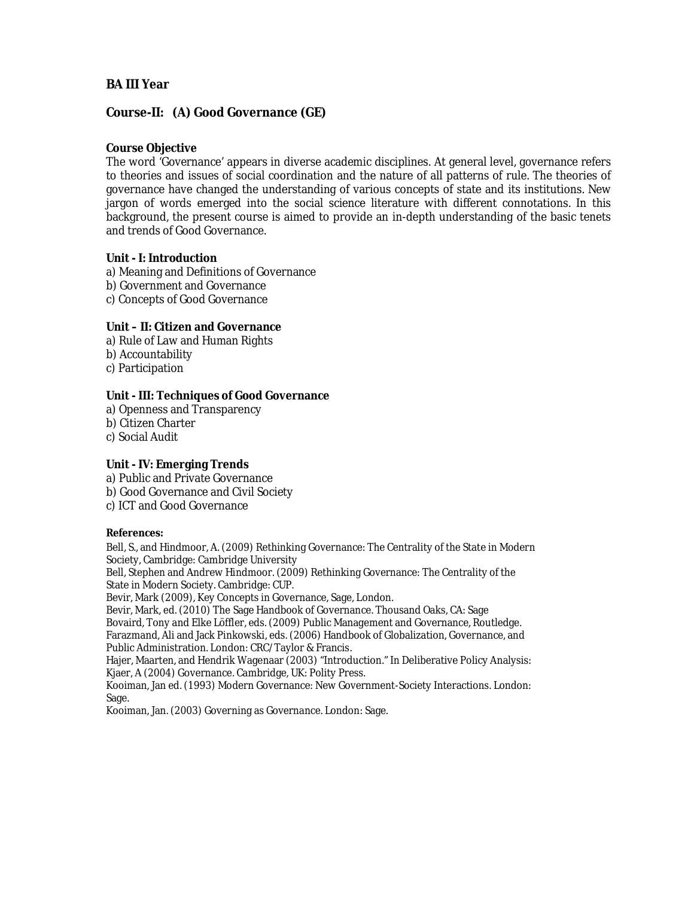## BA III Year

## Course-II: (A) Good Governance (GE)

**Course Objective**

The word 'Governance' appears in diverse academic disciplines. At general level, governance refers to theories and issues of social coordination and the nature of all patterns of rule. The theories of governance have changed the understanding of various concepts of state and its institutions. New jargon of words emerged into the social science literature with different connotations. In this background, the present course is aimed to provide an in-depth understanding of the basic tenets and trends of Good Governance.

**Unit - I: Introduction**

a) Meaning and Definitions of Governance
b) Government and Governance
c) Concepts of Good Governance

**Unit – II: Citizen and Governance**

a) Rule of Law and Human Rights
b) Accountability
c) Participation

**Unit - III: Techniques of Good Governance**

a) Openness and Transparency
b) Citizen Charter
c) Social Audit

**Unit - IV: Emerging Trends**

a) Public and Private Governance
b) Good Governance and Civil Society
c) ICT and Good Governance

**References:**

Bell, S., and Hindmoor, A. (2009) Rethinking Governance: The Centrality of the State in Modern Society, Cambridge: Cambridge University
Bell, Stephen and Andrew Hindmoor. (2009) Rethinking Governance: The Centrality of the State in Modern Society. Cambridge: CUP.
Bevir, Mark (2009), Key Concepts in Governance, Sage, London.
Bevir, Mark, ed. (2010) The Sage Handbook of Governance. Thousand Oaks, CA: Sage
Bovaird, Tony and Elke Löffler, eds. (2009) Public Management and Governance, Routledge.
Farazmand, Ali and Jack Pinkowski, eds. (2006) Handbook of Globalization, Governance, and Public Administration. London: CRC/Taylor & Francis.
Hajer, Maarten, and Hendrik Wagenaar (2003) "Introduction." In Deliberative Policy Analysis:
Kjaer, A (2004) Governance. Cambridge, UK: Polity Press.
Kooiman, Jan ed. (1993) Modern Governance: New Government-Society Interactions. London: Sage.
Kooiman, Jan. (2003) Governing as Governance. London: Sage.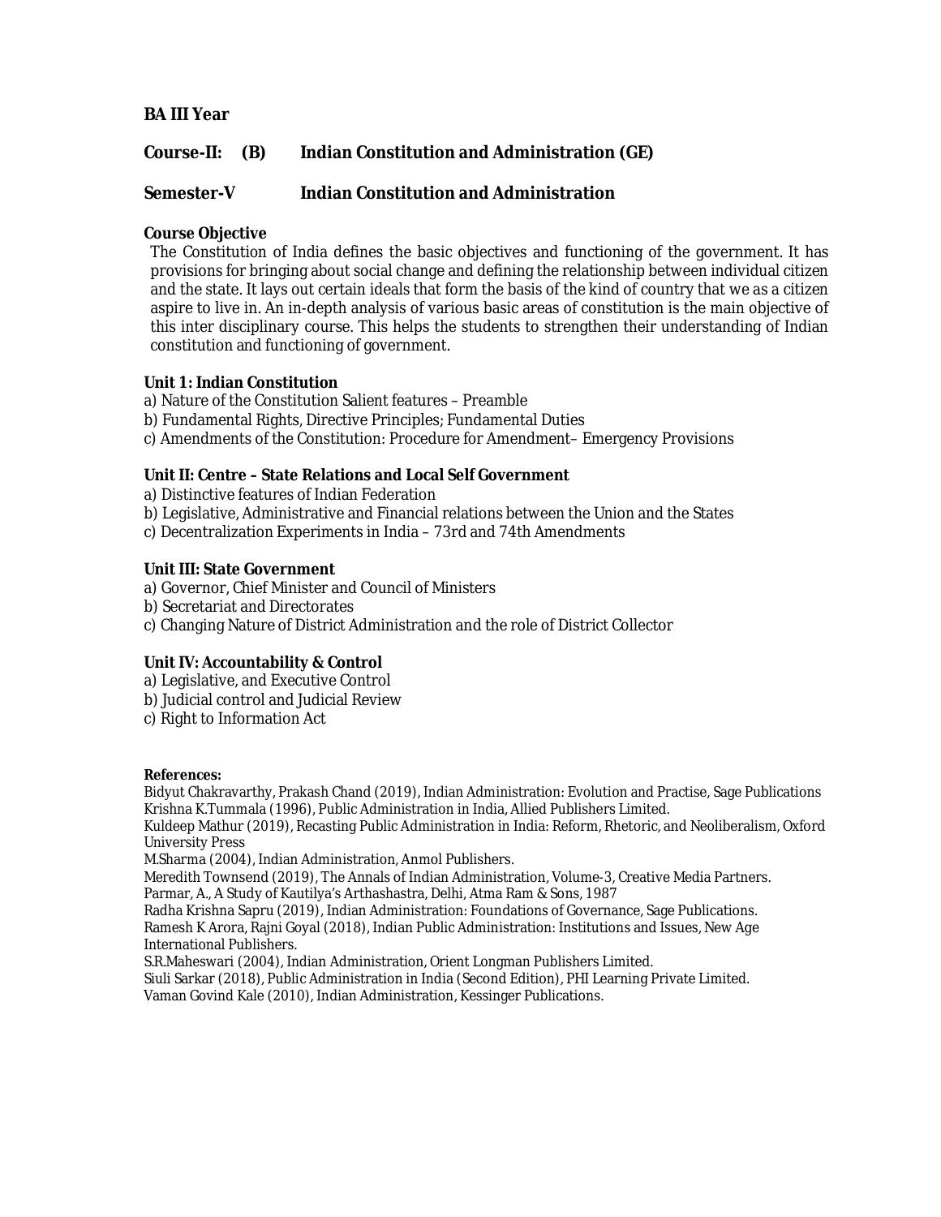**BA III Year**

**Course-II: (B) Indian Constitution and Administration (GE)**

**Semester-V Indian Constitution and Administration**

**Course Objective**

The Constitution of India defines the basic objectives and functioning of the government. It has provisions for bringing about social change and defining the relationship between individual citizen and the state. It lays out certain ideals that form the basis of the kind of country that we as a citizen aspire to live in. An in-depth analysis of various basic areas of constitution is the main objective of this inter disciplinary course. This helps the students to strengthen their understanding of Indian constitution and functioning of government.

**Unit 1: Indian Constitution**

a) Nature of the Constitution Salient features – Preamble
b) Fundamental Rights, Directive Principles; Fundamental Duties
c) Amendments of the Constitution: Procedure for Amendment– Emergency Provisions

**Unit II: Centre – State Relations and Local Self Government**

a) Distinctive features of Indian Federation
b) Legislative, Administrative and Financial relations between the Union and the States
c) Decentralization Experiments in India – 73rd and 74th Amendments

**Unit III: State Government**

a) Governor, Chief Minister and Council of Ministers
b) Secretariat and Directorates
c) Changing Nature of District Administration and the role of District Collector

**Unit IV: Accountability & Control**

a) Legislative, and Executive Control
b) Judicial control and Judicial Review
c) Right to Information Act

**References:**

Bidyut Chakravarthy, Prakash Chand (2019), Indian Administration: Evolution and Practise, Sage Publications
Krishna K.Tummala (1996), Public Administration in India, Allied Publishers Limited.
Kuldeep Mathur (2019), Recasting Public Administration in India: Reform, Rhetoric, and Neoliberalism, Oxford University Press
M.Sharma (2004), Indian Administration, Anmol Publishers.
Meredith Townsend (2019), The Annals of Indian Administration, Volume-3, Creative Media Partners.
Parmar, A., A Study of Kautilya's Arthashastra, Delhi, Atma Ram & Sons, 1987
Radha Krishna Sapru (2019), Indian Administration: Foundations of Governance, Sage Publications.
Ramesh K Arora, Rajni Goyal (2018), Indian Public Administration: Institutions and Issues, New Age International Publishers.
S.R.Maheswari (2004), Indian Administration, Orient Longman Publishers Limited.
Siuli Sarkar (2018), Public Administration in India (Second Edition), PHI Learning Private Limited.
Vaman Govind Kale (2010), Indian Administration, Kessinger Publications.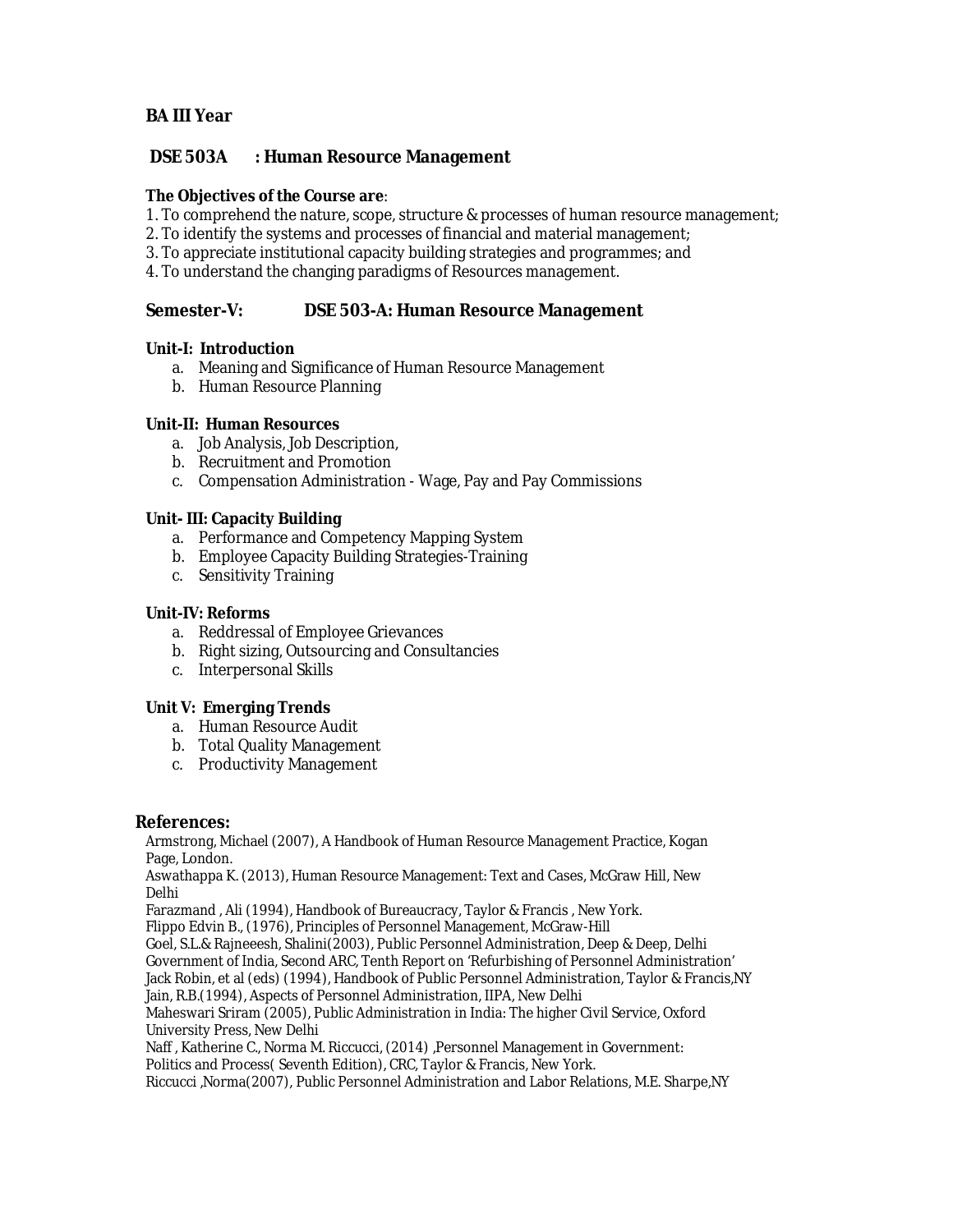**BA III Year**

## DSE 503A : Human Resource Management

**The Objectives of the Course are**:

1. To comprehend the nature, scope, structure & processes of human resource management;
2. To identify the systems and processes of financial and material management;
3. To appreciate institutional capacity building strategies and programmes; and
4. To understand the changing paradigms of Resources management.

## Semester-V: DSE 503-A: Human Resource Management

**Unit-I: Introduction**

a. Meaning and Significance of Human Resource Management
b. Human Resource Planning

**Unit-II: Human Resources**

a. Job Analysis, Job Description,
b. Recruitment and Promotion
c. Compensation Administration - Wage, Pay and Pay Commissions

**Unit- III: Capacity Building**

a. Performance and Competency Mapping System
b. Employee Capacity Building Strategies-Training
c. Sensitivity Training

**Unit-IV: Reforms**

a. Reddressal of Employee Grievances
b. Right sizing, Outsourcing and Consultancies
c. Interpersonal Skills

**Unit V: Emerging Trends**

a. Human Resource Audit
b. Total Quality Management
c. Productivity Management

### References:

Armstrong, Michael (2007), A Handbook of Human Resource Management Practice, Kogan Page, London.
Aswathappa K. (2013), Human Resource Management: Text and Cases, McGraw Hill, New Delhi
Farazmand , Ali (1994), Handbook of Bureaucracy, Taylor & Francis , New York.
Flippo Edvin B., (1976), Principles of Personnel Management, McGraw-Hill
Goel, S.L.& Rajneeesh, Shalini(2003), Public Personnel Administration, Deep & Deep, Delhi
Government of India, Second ARC, Tenth Report on 'Refurbishing of Personnel Administration'
Jack Robin, et al (eds) (1994), Handbook of Public Personnel Administration, Taylor & Francis,NY
Jain, R.B.(1994), Aspects of Personnel Administration, IIPA, New Delhi
Maheswari Sriram (2005), Public Administration in India: The higher Civil Service, Oxford University Press, New Delhi
Naff , Katherine C., Norma M. Riccucci, (2014) ,Personnel Management in Government: Politics and Process( Seventh Edition), CRC, Taylor & Francis, New York.
Riccucci ,Norma(2007), Public Personnel Administration and Labor Relations, M.E. Sharpe,NY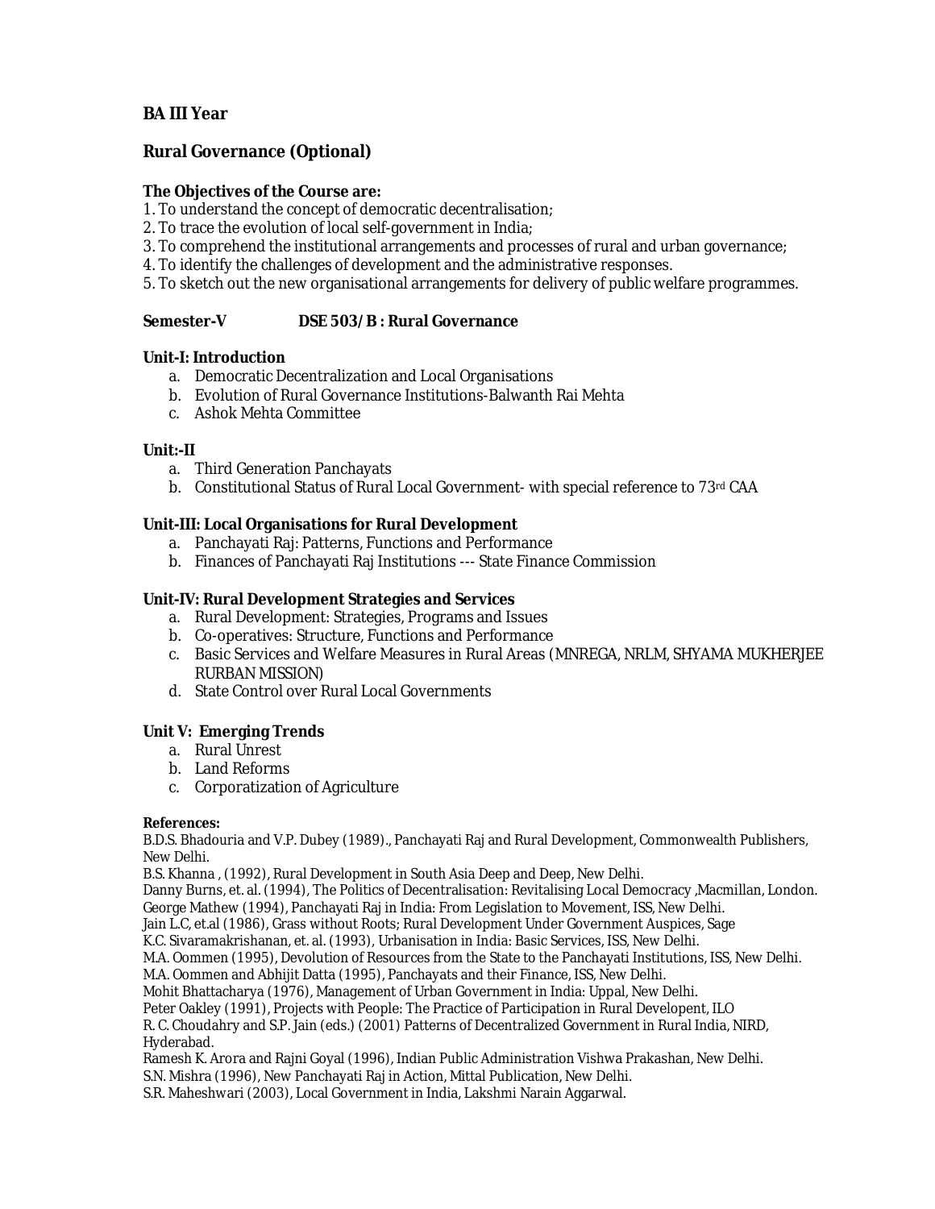## BA III Year

## Rural Governance (Optional)

**The Objectives of the Course are:**

1. To understand the concept of democratic decentralisation;
2. To trace the evolution of local self-government in India;
3. To comprehend the institutional arrangements and processes of rural and urban governance;
4. To identify the challenges of development and the administrative responses.
5. To sketch out the new organisational arrangements for delivery of public welfare programmes.

**Semester-V DSE 503/B : Rural Governance**

**Unit-I: Introduction**

a. Democratic Decentralization and Local Organisations
b. Evolution of Rural Governance Institutions-Balwanth Rai Mehta
c. Ashok Mehta Committee

**Unit:-II**

a. Third Generation Panchayats
b. Constitutional Status of Rural Local Government- with special reference to 73rd CAA

**Unit-III: Local Organisations for Rural Development**

a. Panchayati Raj: Patterns, Functions and Performance
b. Finances of Panchayati Raj Institutions --- State Finance Commission

**Unit-IV: Rural Development Strategies and Services**

a. Rural Development: Strategies, Programs and Issues
b. Co-operatives: Structure, Functions and Performance
c. Basic Services and Welfare Measures in Rural Areas (MNREGA, NRLM, SHYAMA MUKHERJEE RURBAN MISSION)
d. State Control over Rural Local Governments

**Unit V: Emerging Trends**

a. Rural Unrest
b. Land Reforms
c. Corporatization of Agriculture

**References:**

B.D.S. Bhadouria and V.P. Dubey (1989)., Panchayati Raj and Rural Development, Commonwealth Publishers, New Delhi.
B.S. Khanna , (1992), Rural Development in South Asia Deep and Deep, New Delhi.
Danny Burns, et. al. (1994), The Politics of Decentralisation: Revitalising Local Democracy ,Macmillan, London.
George Mathew (1994), Panchayati Raj in India: From Legislation to Movement, ISS, New Delhi.
Jain L.C, et.al (1986), Grass without Roots; Rural Development Under Government Auspices, Sage
K.C. Sivaramakrishanan, et. al. (1993), Urbanisation in India: Basic Services, ISS, New Delhi.
M.A. Oommen (1995), Devolution of Resources from the State to the Panchayati Institutions, ISS, New Delhi.
M.A. Oommen and Abhijit Datta (1995), Panchayats and their Finance, ISS, New Delhi.
Mohit Bhattacharya (1976), Management of Urban Government in India: Uppal, New Delhi.
Peter Oakley (1991), Projects with People: The Practice of Participation in Rural Developent, ILO
R. C. Choudahry and S.P. Jain (eds.) (2001) Patterns of Decentralized Government in Rural India, NIRD, Hyderabad.
Ramesh K. Arora and Rajni Goyal (1996), Indian Public Administration Vishwa Prakashan, New Delhi.
S.N. Mishra (1996), New Panchayati Raj in Action, Mittal Publication, New Delhi.
S.R. Maheshwari (2003), Local Government in India, Lakshmi Narain Aggarwal.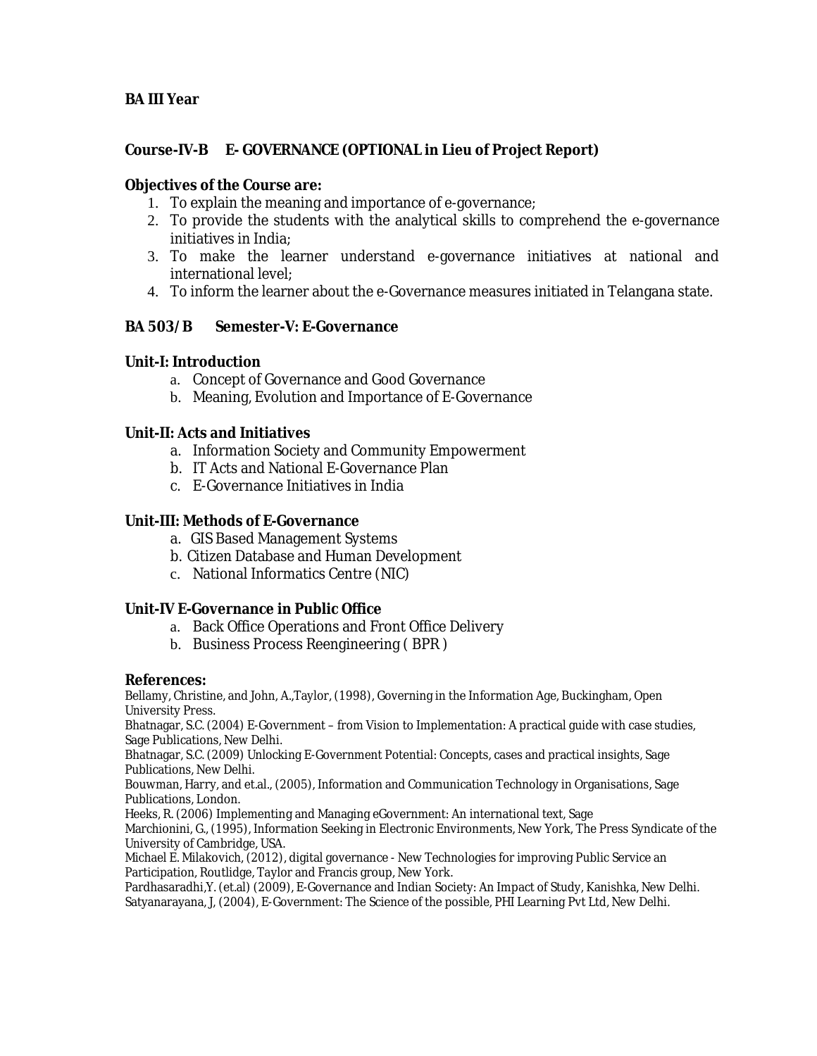**BA III Year**

**Course-IV-B E- GOVERNANCE (OPTIONAL in Lieu of Project Report)**

**Objectives of the Course are:**

1. To explain the meaning and importance of e-governance;
2. To provide the students with the analytical skills to comprehend the e-governance initiatives in India;
3. To make the learner understand e-governance initiatives at national and international level;
4. To inform the learner about the e-Governance measures initiated in Telangana state.

**BA 503/B Semester-V: E-Governance**

**Unit-I: Introduction**

a. Concept of Governance and Good Governance
b. Meaning, Evolution and Importance of E-Governance

**Unit-II: Acts and Initiatives**

a. Information Society and Community Empowerment
b. IT Acts and National E-Governance Plan
c. E-Governance Initiatives in India

**Unit-III: Methods of E-Governance**

a. GIS Based Management Systems
b. Citizen Database and Human Development
c. National Informatics Centre (NIC)

**Unit-IV E-Governance in Public Office**

a. Back Office Operations and Front Office Delivery
b. Business Process Reengineering ( BPR )

**References:**

Bellamy, Christine, and John, A.,Taylor, (1998), Governing in the Information Age, Buckingham, Open University Press.
Bhatnagar, S.C. (2004) E-Government – from Vision to Implementation: A practical guide with case studies, Sage Publications, New Delhi.
Bhatnagar, S.C. (2009) Unlocking E-Government Potential: Concepts, cases and practical insights, Sage Publications, New Delhi.
Bouwman, Harry, and et.al., (2005), Information and Communication Technology in Organisations, Sage Publications, London.
Heeks, R. (2006) Implementing and Managing eGovernment: An international text, Sage
Marchionini, G., (1995), Information Seeking in Electronic Environments, New York, The Press Syndicate of the University of Cambridge, USA.
Michael E. Milakovich, (2012), digital governance - New Technologies for improving Public Service an Participation, Routlidge, Taylor and Francis group, New York.
Pardhasaradhi,Y. (et.al) (2009), E-Governance and Indian Society: An Impact of Study, Kanishka, New Delhi.
Satyanarayana, J, (2004), E-Government: The Science of the possible, PHI Learning Pvt Ltd, New Delhi.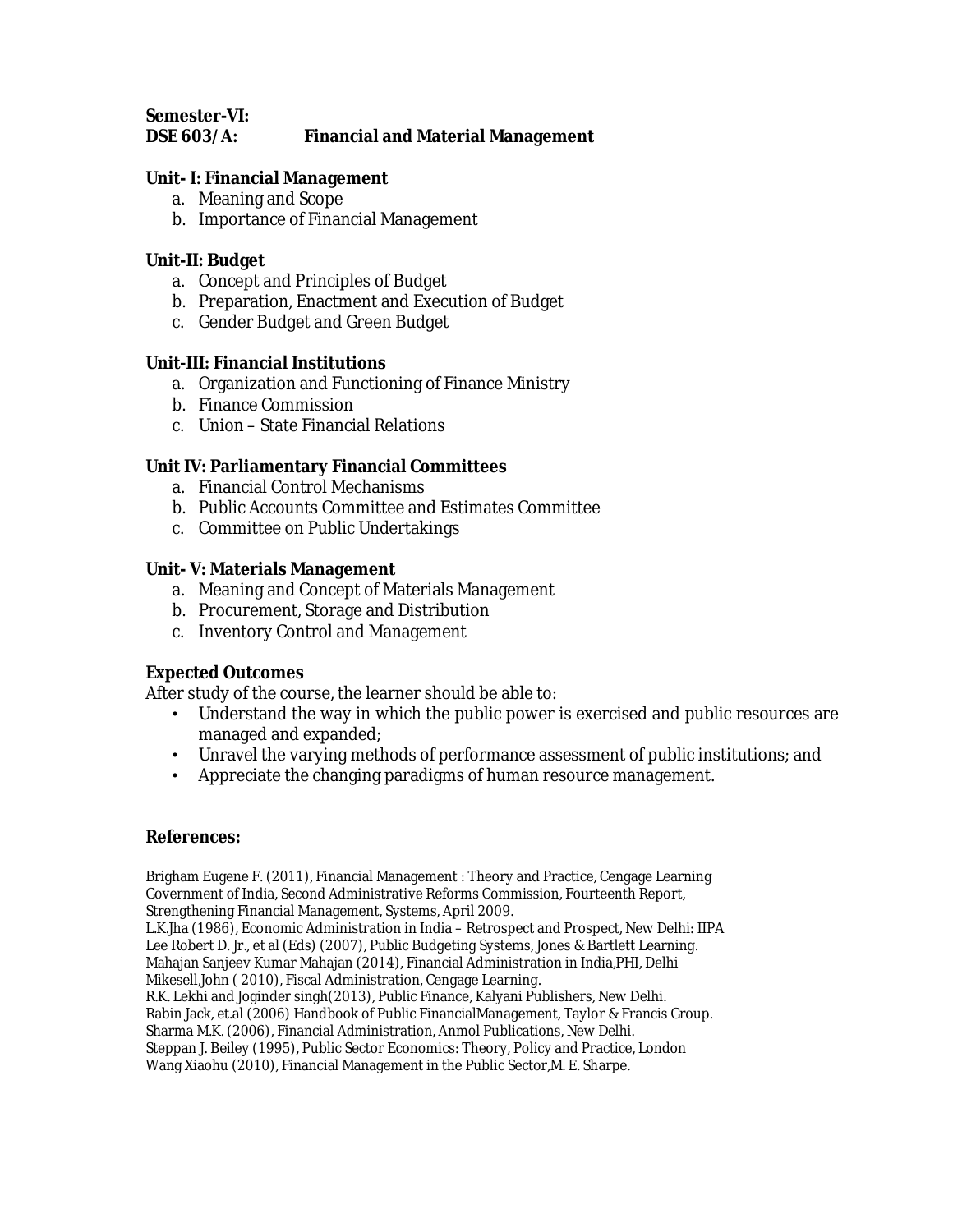**Semester-VI:**
**DSE 603/A: Financial and Material Management**

**Unit- I: Financial Management**

a. Meaning and Scope
b. Importance of Financial Management

**Unit-II: Budget**

a. Concept and Principles of Budget
b. Preparation, Enactment and Execution of Budget
c. Gender Budget and Green Budget

**Unit-III: Financial Institutions**

a. Organization and Functioning of Finance Ministry
b. Finance Commission
c. Union – State Financial Relations

**Unit IV: Parliamentary Financial Committees**

a. Financial Control Mechanisms
b. Public Accounts Committee and Estimates Committee
c. Committee on Public Undertakings

**Unit- V: Materials Management**

a. Meaning and Concept of Materials Management
b. Procurement, Storage and Distribution
c. Inventory Control and Management

**Expected Outcomes**

After study of the course, the learner should be able to:

- Understand the way in which the public power is exercised and public resources are managed and expanded;
- Unravel the varying methods of performance assessment of public institutions; and
- Appreciate the changing paradigms of human resource management.

**References:**

Brigham Eugene F. (2011), Financial Management : Theory and Practice, Cengage Learning
Government of India, Second Administrative Reforms Commission, Fourteenth Report, Strengthening Financial Management, Systems, April 2009.
L.K.Jha (1986), Economic Administration in India – Retrospect and Prospect, New Delhi: IIPA
Lee Robert D. Jr., et al (Eds) (2007), Public Budgeting Systems, Jones & Bartlett Learning.
Mahajan Sanjeev Kumar Mahajan (2014), Financial Administration in India,PHI, Delhi
Mikesell,John ( 2010), Fiscal Administration, Cengage Learning.
R.K. Lekhi and Joginder singh(2013), Public Finance, Kalyani Publishers, New Delhi.
Rabin Jack, et.al (2006) Handbook of Public FinancialManagement, Taylor & Francis Group.
Sharma M.K. (2006), Financial Administration, Anmol Publications, New Delhi.
Steppan J. Beiley (1995), Public Sector Economics: Theory, Policy and Practice, London
Wang Xiaohu (2010), Financial Management in the Public Sector,M. E. Sharpe.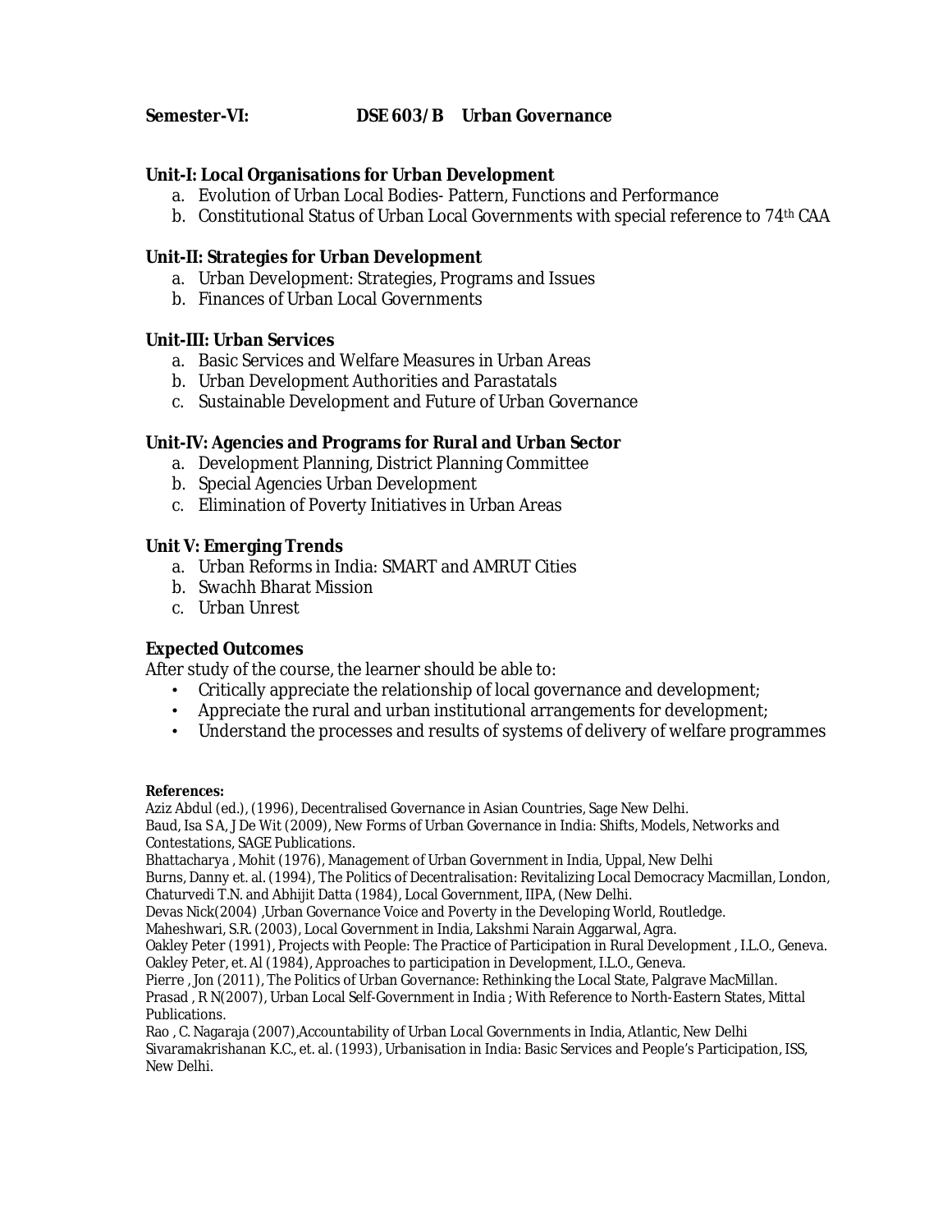**Semester-VI: DSE 603/B Urban Governance**

**Unit-I: Local Organisations for Urban Development**

a. Evolution of Urban Local Bodies- Pattern, Functions and Performance
b. Constitutional Status of Urban Local Governments with special reference to 74th CAA

**Unit-II: Strategies for Urban Development**

a. Urban Development: Strategies, Programs and Issues
b. Finances of Urban Local Governments

**Unit-III: Urban Services**

a. Basic Services and Welfare Measures in Urban Areas
b. Urban Development Authorities and Parastatals
c. Sustainable Development and Future of Urban Governance

**Unit-IV: Agencies and Programs for Rural and Urban Sector**

a. Development Planning, District Planning Committee
b. Special Agencies Urban Development
c. Elimination of Poverty Initiatives in Urban Areas

**Unit V: Emerging Trends**

a. Urban Reforms in India: SMART and AMRUT Cities
b. Swachh Bharat Mission
c. Urban Unrest

**Expected Outcomes**

After study of the course, the learner should be able to:

- Critically appreciate the relationship of local governance and development;
- Appreciate the rural and urban institutional arrangements for development;
- Understand the processes and results of systems of delivery of welfare programmes

**References:**

Aziz Abdul (ed.), (1996), Decentralised Governance in Asian Countries, Sage New Delhi.
Baud, Isa S A, J De Wit (2009), New Forms of Urban Governance in India: Shifts, Models, Networks and Contestations, SAGE Publications.
Bhattacharya , Mohit (1976), Management of Urban Government in India, Uppal, New Delhi
Burns, Danny et. al. (1994), The Politics of Decentralisation: Revitalizing Local Democracy Macmillan, London,
Chaturvedi T.N. and Abhijit Datta (1984), Local Government, IIPA, (New Delhi.
Devas Nick(2004) ,Urban Governance Voice and Poverty in the Developing World, Routledge.
Maheshwari, S.R. (2003), Local Government in India, Lakshmi Narain Aggarwal, Agra.
Oakley Peter (1991), Projects with People: The Practice of Participation in Rural Development , I.L.O., Geneva.
Oakley Peter, et. Al (1984), Approaches to participation in Development, I.L.O., Geneva.
Pierre , Jon (2011), The Politics of Urban Governance: Rethinking the Local State, Palgrave MacMillan.
Prasad , R N(2007), Urban Local Self-Government in India ; With Reference to North-Eastern States, Mittal Publications.
Rao , C. Nagaraja (2007),Accountability of Urban Local Governments in India, Atlantic, New Delhi
Sivaramakrishanan K.C., et. al. (1993), Urbanisation in India: Basic Services and People's Participation, ISS, New Delhi.